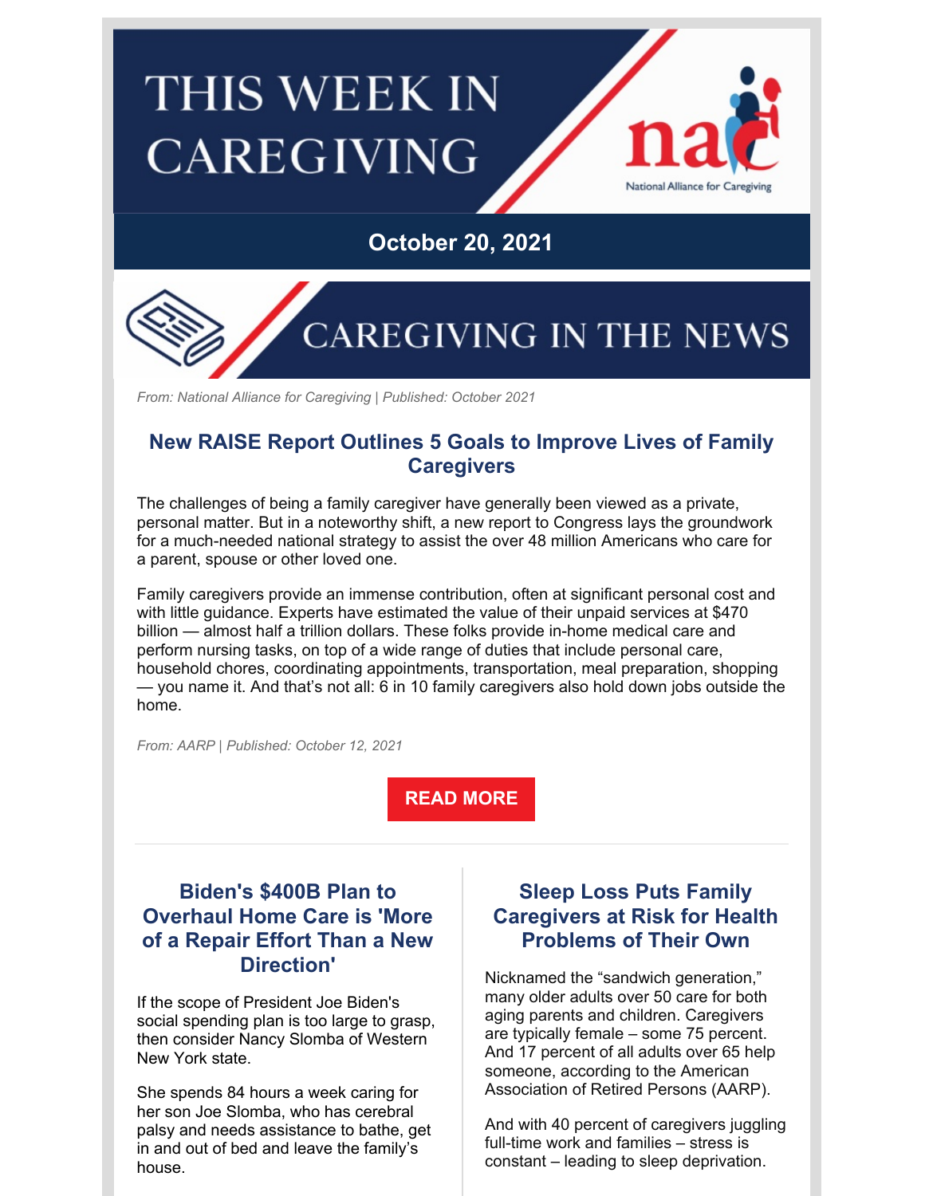# THIS WEEK IN CAREGIVING

National Alliance for Caregiving

## October 20, 2021

## CAREGIVING IN THE NEWS

*From: National Alliance for Caregiving | Published: October 2021*

### New RAISE Report Outlines 5 Goals to Improve Lives of Family Caregivers

The challenges of being a family caregiver have generally been viewed as a private, personal matter. But in a noteworthy shift, a new report to Congress lays the groundwork for a much-needed national strategy to assist the over 48 million Americans who care for a parent, spouse or other loved one.

Family caregivers provide an immense contribution, often at significant personal cost and with little guidance. Experts have estimated the value of their unpaid services at $470 billion — almost half a trillion dollars. These folks provide in-home medical care and perform nursing tasks, on top of a wide range of duties that include personal care, household chores, coordinating appointments, transportation, meal preparation, shopping — you name it. And that's not all: 6 in 10 family caregivers also hold down jobs outside the home.

*From: AARP | Published: October 12, 2021*

**READ MORE**

### Biden's $400B Plan to Overhaul Home Care is 'More of a Repair Effort Than a New Direction'

If the scope of President Joe Biden's social spending plan is too large to grasp, then consider Nancy Slomba of Western New York state.

She spends 84 hours a week caring for her son Joe Slomba, who has cerebral palsy and needs assistance to bathe, get in and out of bed and leave the family's house.

### Sleep Loss Puts Family Caregivers at Risk for Health Problems of Their Own

Nicknamed the "sandwich generation," many older adults over 50 care for both aging parents and children. Caregivers are typically female – some 75 percent. And 17 percent of all adults over 65 help someone, according to the American Association of Retired Persons (AARP).

And with 40 percent of caregivers juggling full-time work and families – stress is constant – leading to sleep deprivation.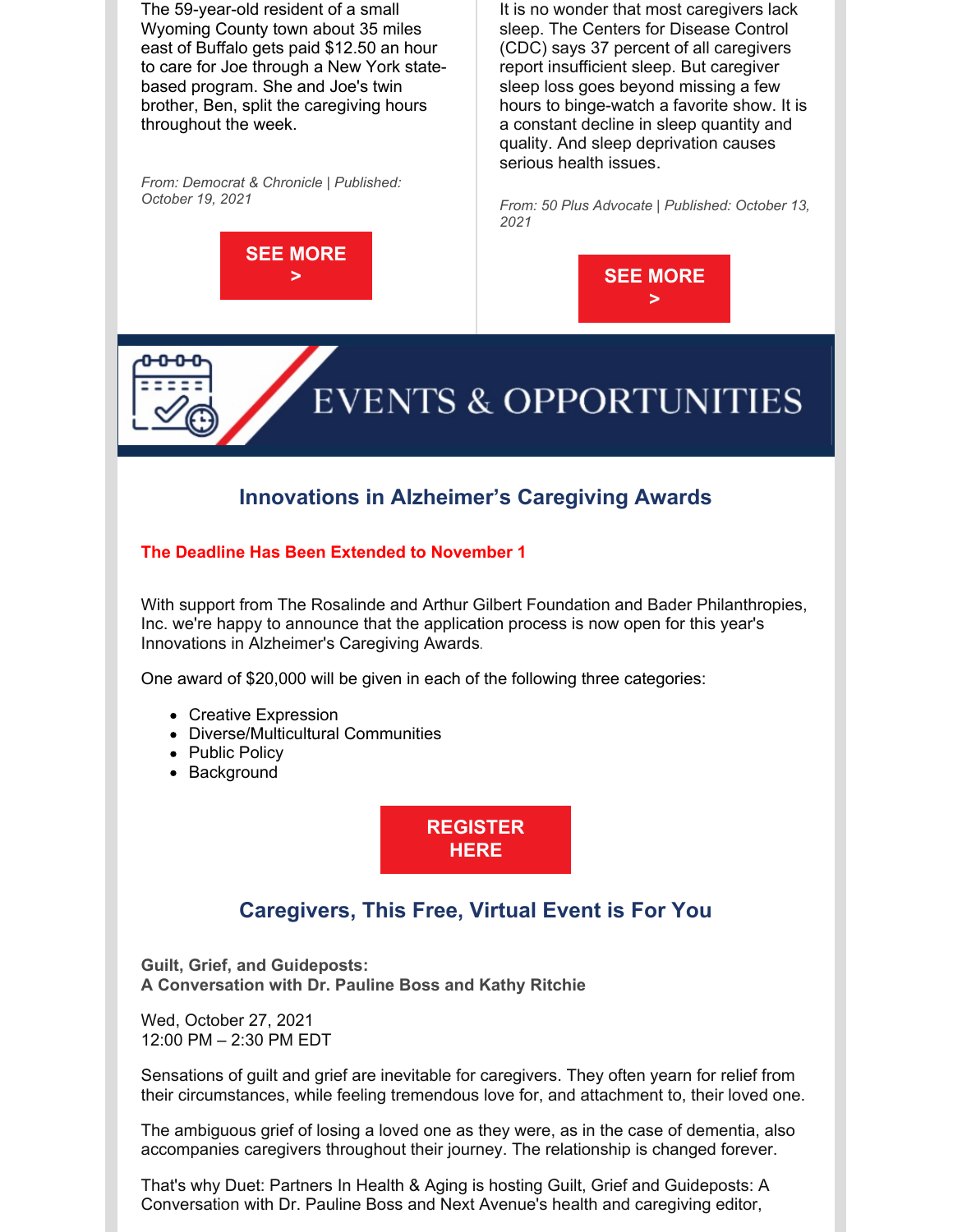The 59-year-old resident of a small Wyoming County town about 35 miles east of Buffalo gets paid $12.50 an hour to care for Joe through a New York state-based program. She and Joe's twin brother, Ben, split the caregiving hours throughout the week.

*From: Democrat & Chronicle | Published: October 19, 2021*

**SEE MORE >**

It is no wonder that most caregivers lack sleep. The Centers for Disease Control (CDC) says 37 percent of all caregivers report insufficient sleep. But caregiver sleep loss goes beyond missing a few hours to binge-watch a favorite show. It is a constant decline in sleep quantity and quality. And sleep deprivation causes serious health issues.

*From: 50 Plus Advocate | Published: October 13, 2021*

**SEE MORE >**

# EVENTS & OPPORTUNITIES

## Innovations in Alzheimer's Caregiving Awards

**The Deadline Has Been Extended to November 1**

With support from The Rosalinde and Arthur Gilbert Foundation and Bader Philanthropies, Inc. we're happy to announce that the application process is now open for this year's Innovations in Alzheimer's Caregiving Awards.

One award of $20,000 will be given in each of the following three categories:

- Creative Expression
- Diverse/Multicultural Communities
- Public Policy
- Background

**REGISTER HERE**

## Caregivers, This Free, Virtual Event is For You

**Guilt, Grief, and Guideposts:**
**A Conversation with Dr. Pauline Boss and Kathy Ritchie**

Wed, October 27, 2021
12:00 PM – 2:30 PM EDT

Sensations of guilt and grief are inevitable for caregivers. They often yearn for relief from their circumstances, while feeling tremendous love for, and attachment to, their loved one.

The ambiguous grief of losing a loved one as they were, as in the case of dementia, also accompanies caregivers throughout their journey. The relationship is changed forever.

That's why Duet: Partners In Health & Aging is hosting Guilt, Grief and Guideposts: A Conversation with Dr. Pauline Boss and Next Avenue's health and caregiving editor,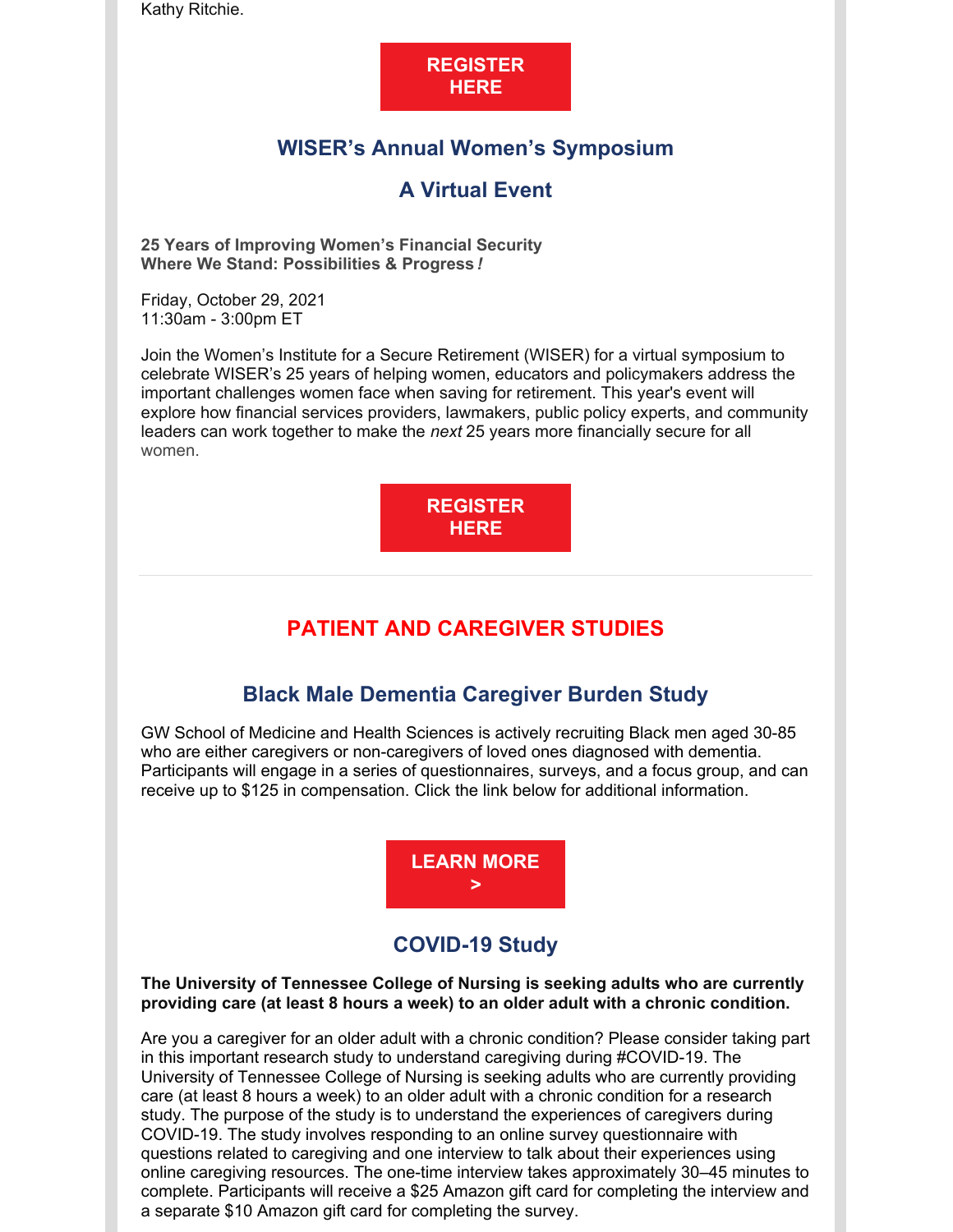Kathy Ritchie.

**REGISTER HERE**

## WISER's Annual Women's Symposium

## A Virtual Event

**25 Years of Improving Women's Financial Security**
**Where We Stand: Possibilities & Progress*!***

Friday, October 29, 2021
11:30am - 3:00pm ET

Join the Women's Institute for a Secure Retirement (WISER) for a virtual symposium to celebrate WISER's 25 years of helping women, educators and policymakers address the important challenges women face when saving for retirement. This year's event will explore how financial services providers, lawmakers, public policy experts, and community leaders can work together to make the *next* 25 years more financially secure for all women.

**REGISTER HERE**

---

# PATIENT AND CAREGIVER STUDIES

## Black Male Dementia Caregiver Burden Study

GW School of Medicine and Health Sciences is actively recruiting Black men aged 30-85 who are either caregivers or non-caregivers of loved ones diagnosed with dementia. Participants will engage in a series of questionnaires, surveys, and a focus group, and can receive up to $125 in compensation. Click the link below for additional information.

**LEARN MORE >**

## COVID-19 Study

**The University of Tennessee College of Nursing is seeking adults who are currently providing care (at least 8 hours a week) to an older adult with a chronic condition.**

Are you a caregiver for an older adult with a chronic condition? Please consider taking part in this important research study to understand caregiving during #COVID-19. The University of Tennessee College of Nursing is seeking adults who are currently providing care (at least 8 hours a week) to an older adult with a chronic condition for a research study. The purpose of the study is to understand the experiences of caregivers during COVID-19. The study involves responding to an online survey questionnaire with questions related to caregiving and one interview to talk about their experiences using online caregiving resources. The one-time interview takes approximately 30–45 minutes to complete. Participants will receive a $25 Amazon gift card for completing the interview and a separate $10 Amazon gift card for completing the survey.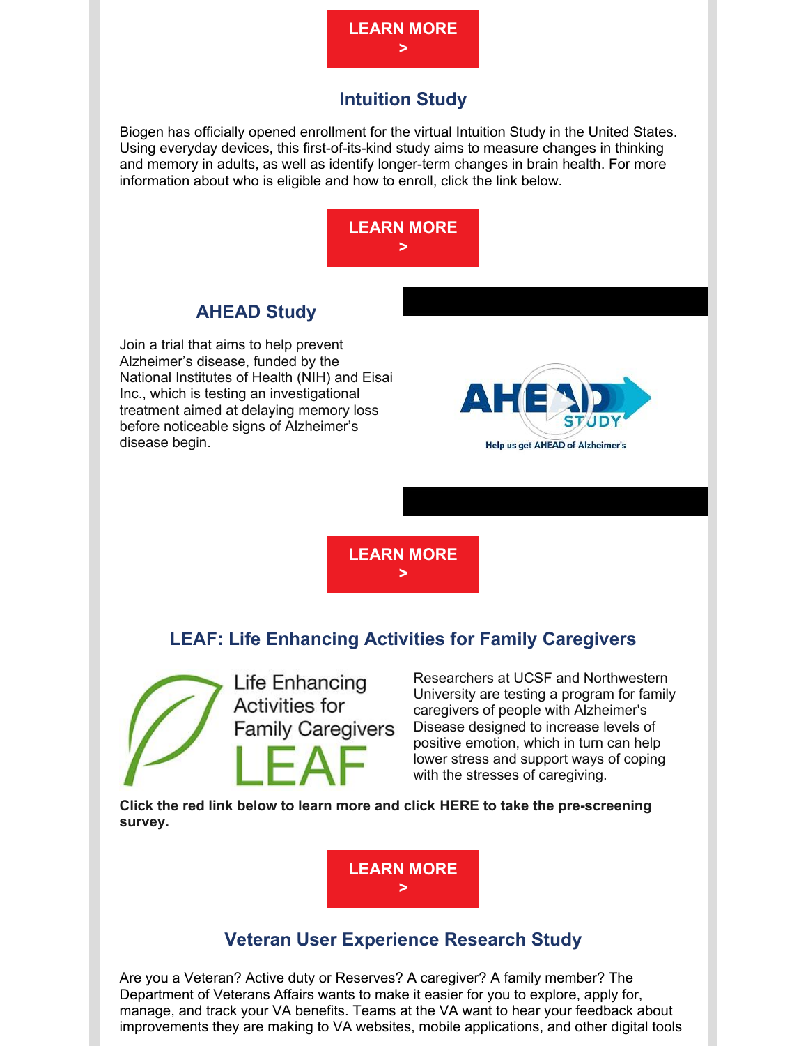**LEARN MORE >**

## Intuition Study

Biogen has officially opened enrollment for the virtual Intuition Study in the United States. Using everyday devices, this first-of-its-kind study aims to measure changes in thinking and memory in adults, as well as identify longer-term changes in brain health. For more information about who is eligible and how to enroll, click the link below.

**LEARN MORE >**

## AHEAD Study

Join a trial that aims to help prevent Alzheimer's disease, funded by the National Institutes of Health (NIH) and Eisai Inc., which is testing an investigational treatment aimed at delaying memory loss before noticeable signs of Alzheimer's disease begin.

**LEARN MORE >**

## LEAF: Life Enhancing Activities for Family Caregivers

Researchers at UCSF and Northwestern University are testing a program for family caregivers of people with Alzheimer's Disease designed to increase levels of positive emotion, which in turn can help lower stress and support ways of coping with the stresses of caregiving.

**Click the red link below to learn more and click HERE to take the pre-screening survey.**

**LEARN MORE >**

## Veteran User Experience Research Study

Are you a Veteran? Active duty or Reserves? A caregiver? A family member? The Department of Veterans Affairs wants to make it easier for you to explore, apply for, manage, and track your VA benefits. Teams at the VA want to hear your feedback about improvements they are making to VA websites, mobile applications, and other digital tools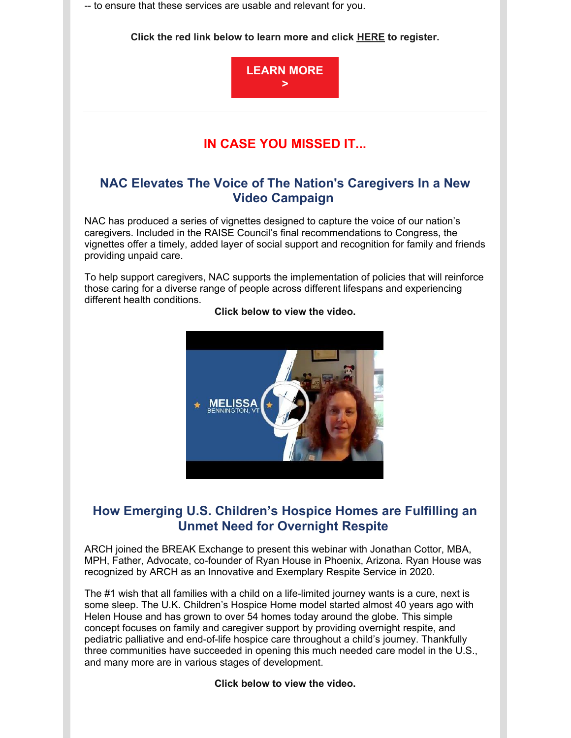-- to ensure that these services are usable and relevant for you.

**Click the red link below to learn more and click HERE to register.**

**LEARN MORE >**

---

## IN CASE YOU MISSED IT...

### NAC Elevates The Voice of The Nation's Caregivers In a New Video Campaign

NAC has produced a series of vignettes designed to capture the voice of our nation's caregivers. Included in the RAISE Council's final recommendations to Congress, the vignettes offer a timely, added layer of social support and recognition for family and friends providing unpaid care.

To help support caregivers, NAC supports the implementation of policies that will reinforce those caring for a diverse range of people across different lifespans and experiencing different health conditions.

**Click below to view the video.**

### How Emerging U.S. Children's Hospice Homes are Fulfilling an Unmet Need for Overnight Respite

ARCH joined the BREAK Exchange to present this webinar with Jonathan Cottor, MBA, MPH, Father, Advocate, co-founder of Ryan House in Phoenix, Arizona. Ryan House was recognized by ARCH as an Innovative and Exemplary Respite Service in 2020.

The #1 wish that all families with a child on a life-limited journey wants is a cure, next is some sleep. The U.K. Children's Hospice Home model started almost 40 years ago with Helen House and has grown to over 54 homes today around the globe. This simple concept focuses on family and caregiver support by providing overnight respite, and pediatric palliative and end-of-life hospice care throughout a child's journey. Thankfully three communities have succeeded in opening this much needed care model in the U.S., and many more are in various stages of development.

**Click below to view the video.**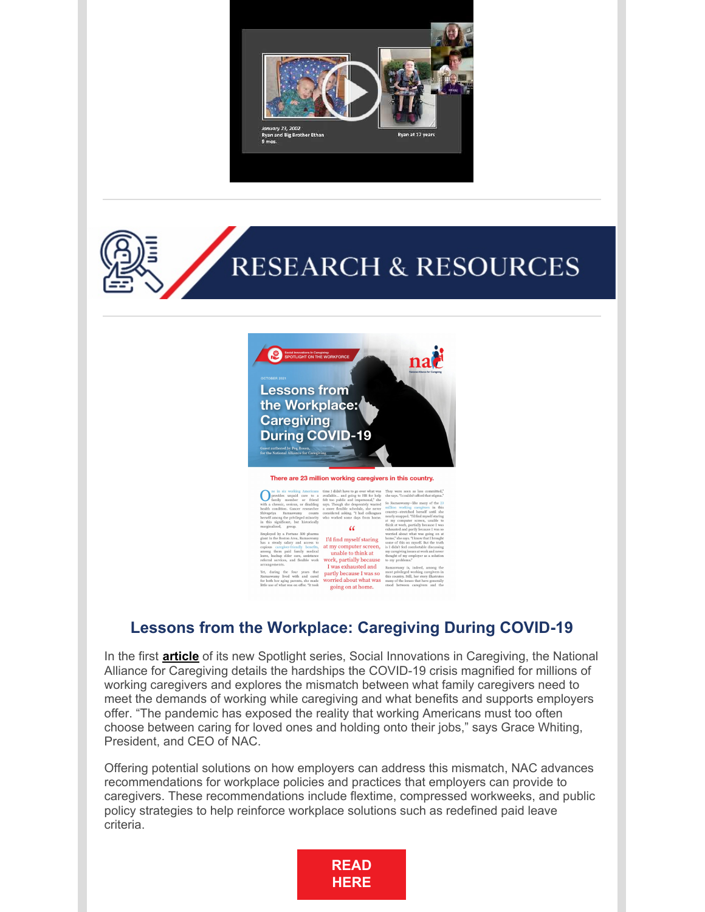## RESEARCH & RESOURCES

### Lessons from the Workplace: Caregiving During COVID-19

In the first **article** of its new Spotlight series, Social Innovations in Caregiving, the National Alliance for Caregiving details the hardships the COVID-19 crisis magnified for millions of working caregivers and explores the mismatch between what family caregivers need to meet the demands of working while caregiving and what benefits and supports employers offer. "The pandemic has exposed the reality that working Americans must too often choose between caring for loved ones and holding onto their jobs," says Grace Whiting, President, and CEO of NAC.

Offering potential solutions on how employers can address this mismatch, NAC advances recommendations for workplace policies and practices that employers can provide to caregivers. These recommendations include flextime, compressed workweeks, and public policy strategies to help reinforce workplace solutions such as redefined paid leave criteria.

**READ HERE**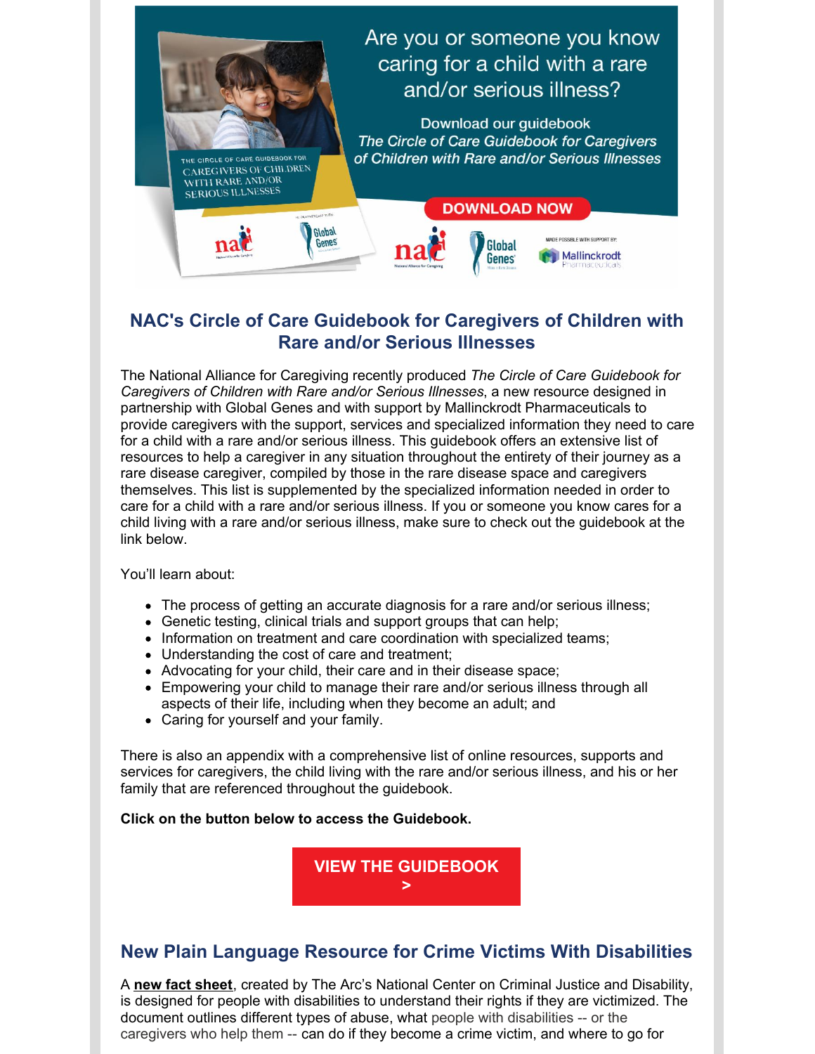Are you or someone you know caring for a child with a rare and/or serious illness?

Download our guidebook *The Circle of Care Guidebook for Caregivers of Children with Rare and/or Serious Illnesses*

DOWNLOAD NOW

## NAC's Circle of Care Guidebook for Caregivers of Children with Rare and/or Serious Illnesses

The National Alliance for Caregiving recently produced *The Circle of Care Guidebook for Caregivers of Children with Rare and/or Serious Illnesses*, a new resource designed in partnership with Global Genes and with support by Mallinckrodt Pharmaceuticals to provide caregivers with the support, services and specialized information they need to care for a child with a rare and/or serious illness. This guidebook offers an extensive list of resources to help a caregiver in any situation throughout the entirety of their journey as a rare disease caregiver, compiled by those in the rare disease space and caregivers themselves. This list is supplemented by the specialized information needed in order to care for a child with a rare and/or serious illness. If you or someone you know cares for a child living with a rare and/or serious illness, make sure to check out the guidebook at the link below.

You'll learn about:

- The process of getting an accurate diagnosis for a rare and/or serious illness;
- Genetic testing, clinical trials and support groups that can help;
- Information on treatment and care coordination with specialized teams;
- Understanding the cost of care and treatment;
- Advocating for your child, their care and in their disease space;
- Empowering your child to manage their rare and/or serious illness through all aspects of their life, including when they become an adult; and
- Caring for yourself and your family.

There is also an appendix with a comprehensive list of online resources, supports and services for caregivers, the child living with the rare and/or serious illness, and his or her family that are referenced throughout the guidebook.

**Click on the button below to access the Guidebook.**

**VIEW THE GUIDEBOOK >**

## New Plain Language Resource for Crime Victims With Disabilities

A **new fact sheet**, created by The Arc's National Center on Criminal Justice and Disability, is designed for people with disabilities to understand their rights if they are victimized. The document outlines different types of abuse, what people with disabilities -- or the caregivers who help them -- can do if they become a crime victim, and where to go for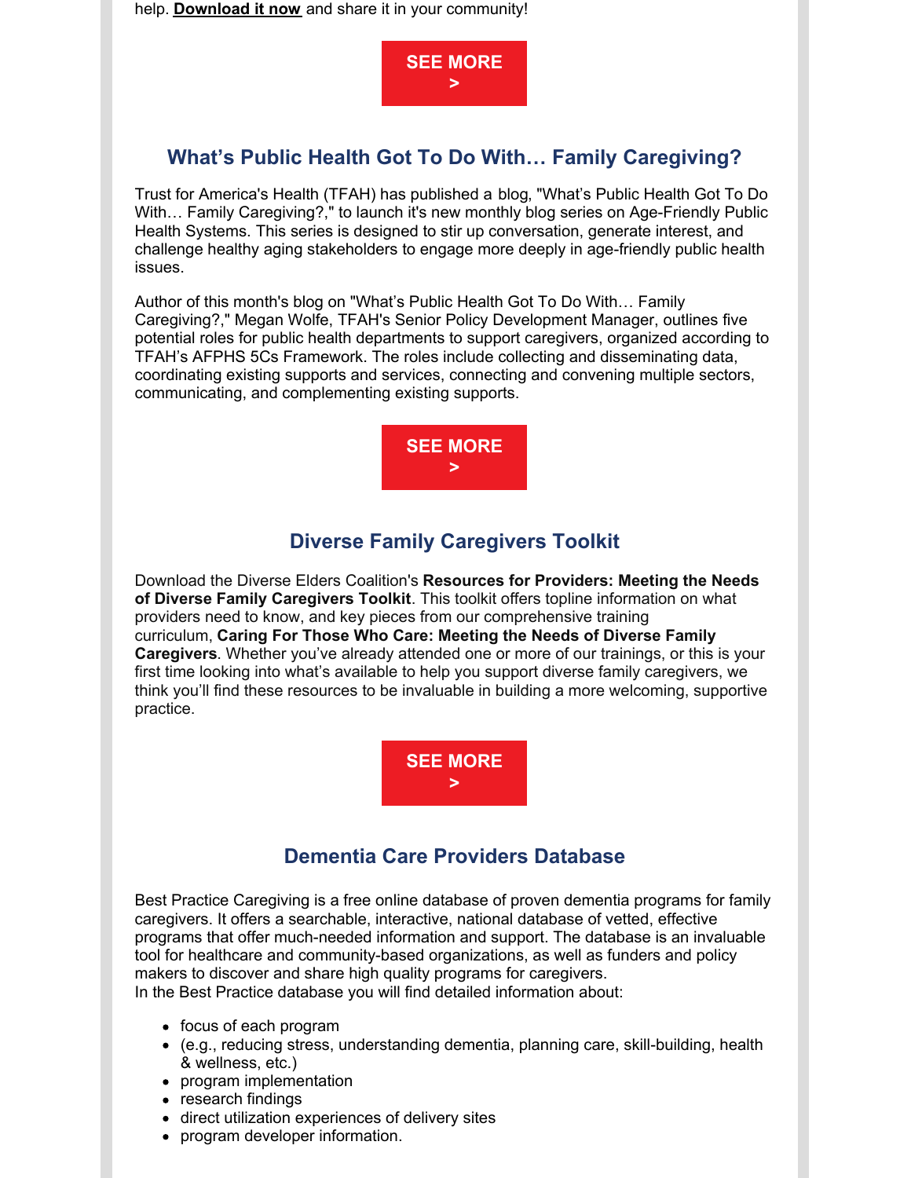help. **Download it now** and share it in your community!

**SEE MORE >**

## What's Public Health Got To Do With… Family Caregiving?

Trust for America's Health (TFAH) has published a blog, "What's Public Health Got To Do With… Family Caregiving?," to launch it's new monthly blog series on Age-Friendly Public Health Systems. This series is designed to stir up conversation, generate interest, and challenge healthy aging stakeholders to engage more deeply in age-friendly public health issues.

Author of this month's blog on "What's Public Health Got To Do With… Family Caregiving?," Megan Wolfe, TFAH's Senior Policy Development Manager, outlines five potential roles for public health departments to support caregivers, organized according to TFAH's AFPHS 5Cs Framework. The roles include collecting and disseminating data, coordinating existing supports and services, connecting and convening multiple sectors, communicating, and complementing existing supports.

**SEE MORE >**

## Diverse Family Caregivers Toolkit

Download the Diverse Elders Coalition's **Resources for Providers: Meeting the Needs of Diverse Family Caregivers Toolkit**. This toolkit offers topline information on what providers need to know, and key pieces from our comprehensive training curriculum, **Caring For Those Who Care: Meeting the Needs of Diverse Family Caregivers**. Whether you've already attended one or more of our trainings, or this is your first time looking into what's available to help you support diverse family caregivers, we think you'll find these resources to be invaluable in building a more welcoming, supportive practice.

**SEE MORE >**

## Dementia Care Providers Database

Best Practice Caregiving is a free online database of proven dementia programs for family caregivers. It offers a searchable, interactive, national database of vetted, effective programs that offer much-needed information and support. The database is an invaluable tool for healthcare and community-based organizations, as well as funders and policy makers to discover and share high quality programs for caregivers.
In the Best Practice database you will find detailed information about:

- focus of each program
- (e.g., reducing stress, understanding dementia, planning care, skill-building, health & wellness, etc.)
- program implementation
- research findings
- direct utilization experiences of delivery sites
- program developer information.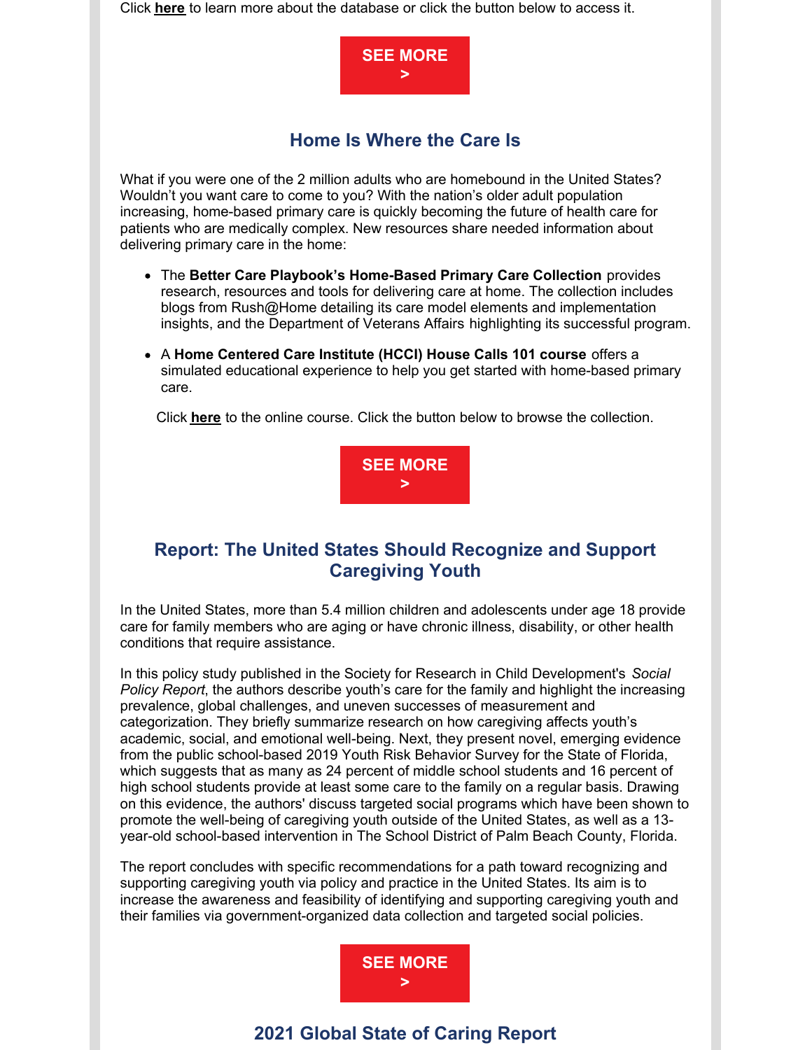Click **here** to learn more about the database or click the button below to access it.

**SEE MORE >**

## Home Is Where the Care Is

What if you were one of the 2 million adults who are homebound in the United States? Wouldn't you want care to come to you? With the nation's older adult population increasing, home-based primary care is quickly becoming the future of health care for patients who are medically complex. New resources share needed information about delivering primary care in the home:

- The **Better Care Playbook's Home-Based Primary Care Collection** provides research, resources and tools for delivering care at home. The collection includes blogs from Rush@Home detailing its care model elements and implementation insights, and the Department of Veterans Affairs highlighting its successful program.
- A **Home Centered Care Institute (HCCI) House Calls 101 course** offers a simulated educational experience to help you get started with home-based primary care.

Click **here** to the online course. Click the button below to browse the collection.

**SEE MORE >**

## Report: The United States Should Recognize and Support Caregiving Youth

In the United States, more than 5.4 million children and adolescents under age 18 provide care for family members who are aging or have chronic illness, disability, or other health conditions that require assistance.

In this policy study published in the Society for Research in Child Development's *Social Policy Report*, the authors describe youth's care for the family and highlight the increasing prevalence, global challenges, and uneven successes of measurement and categorization. They briefly summarize research on how caregiving affects youth's academic, social, and emotional well-being. Next, they present novel, emerging evidence from the public school-based 2019 Youth Risk Behavior Survey for the State of Florida, which suggests that as many as 24 percent of middle school students and 16 percent of high school students provide at least some care to the family on a regular basis. Drawing on this evidence, the authors' discuss targeted social programs which have been shown to promote the well-being of caregiving youth outside of the United States, as well as a 13-year-old school-based intervention in The School District of Palm Beach County, Florida.

The report concludes with specific recommendations for a path toward recognizing and supporting caregiving youth via policy and practice in the United States. Its aim is to increase the awareness and feasibility of identifying and supporting caregiving youth and their families via government-organized data collection and targeted social policies.

**SEE MORE >**

## 2021 Global State of Caring Report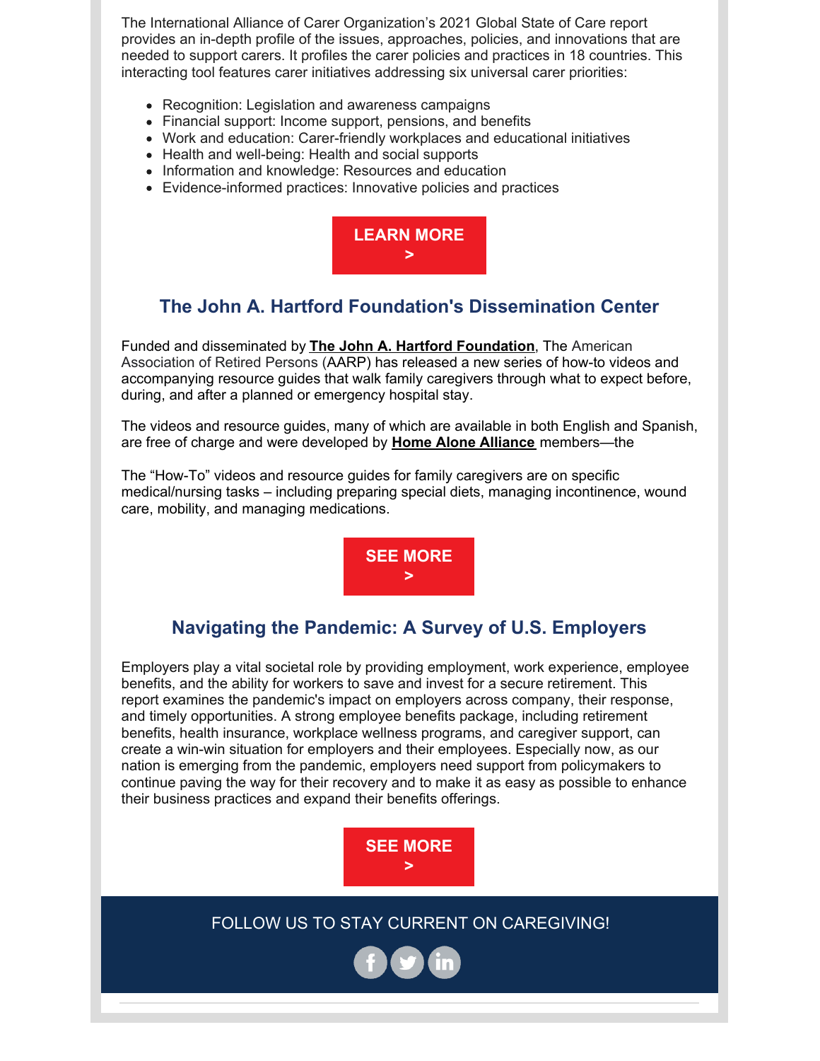The International Alliance of Carer Organization's 2021 Global State of Care report provides an in-depth profile of the issues, approaches, policies, and innovations that are needed to support carers. It profiles the carer policies and practices in 18 countries. This interacting tool features carer initiatives addressing six universal carer priorities:

- Recognition: Legislation and awareness campaigns
- Financial support: Income support, pensions, and benefits
- Work and education: Carer-friendly workplaces and educational initiatives
- Health and well-being: Health and social supports
- Information and knowledge: Resources and education
- Evidence-informed practices: Innovative policies and practices

**LEARN MORE >**

## The John A. Hartford Foundation's Dissemination Center

Funded and disseminated by **The John A. Hartford Foundation**, The American Association of Retired Persons (AARP) has released a new series of how-to videos and accompanying resource guides that walk family caregivers through what to expect before, during, and after a planned or emergency hospital stay.

The videos and resource guides, many of which are available in both English and Spanish, are free of charge and were developed by **Home Alone Alliance** members—the

The "How-To" videos and resource guides for family caregivers are on specific medical/nursing tasks – including preparing special diets, managing incontinence, wound care, mobility, and managing medications.

**SEE MORE >**

## Navigating the Pandemic: A Survey of U.S. Employers

Employers play a vital societal role by providing employment, work experience, employee benefits, and the ability for workers to save and invest for a secure retirement. This report examines the pandemic's impact on employers across company, their response, and timely opportunities. A strong employee benefits package, including retirement benefits, health insurance, workplace wellness programs, and caregiver support, can create a win-win situation for employers and their employees. Especially now, as our nation is emerging from the pandemic, employers need support from policymakers to continue paving the way for their recovery and to make it as easy as possible to enhance their business practices and expand their benefits offerings.

**SEE MORE >**

FOLLOW US TO STAY CURRENT ON CAREGIVING!